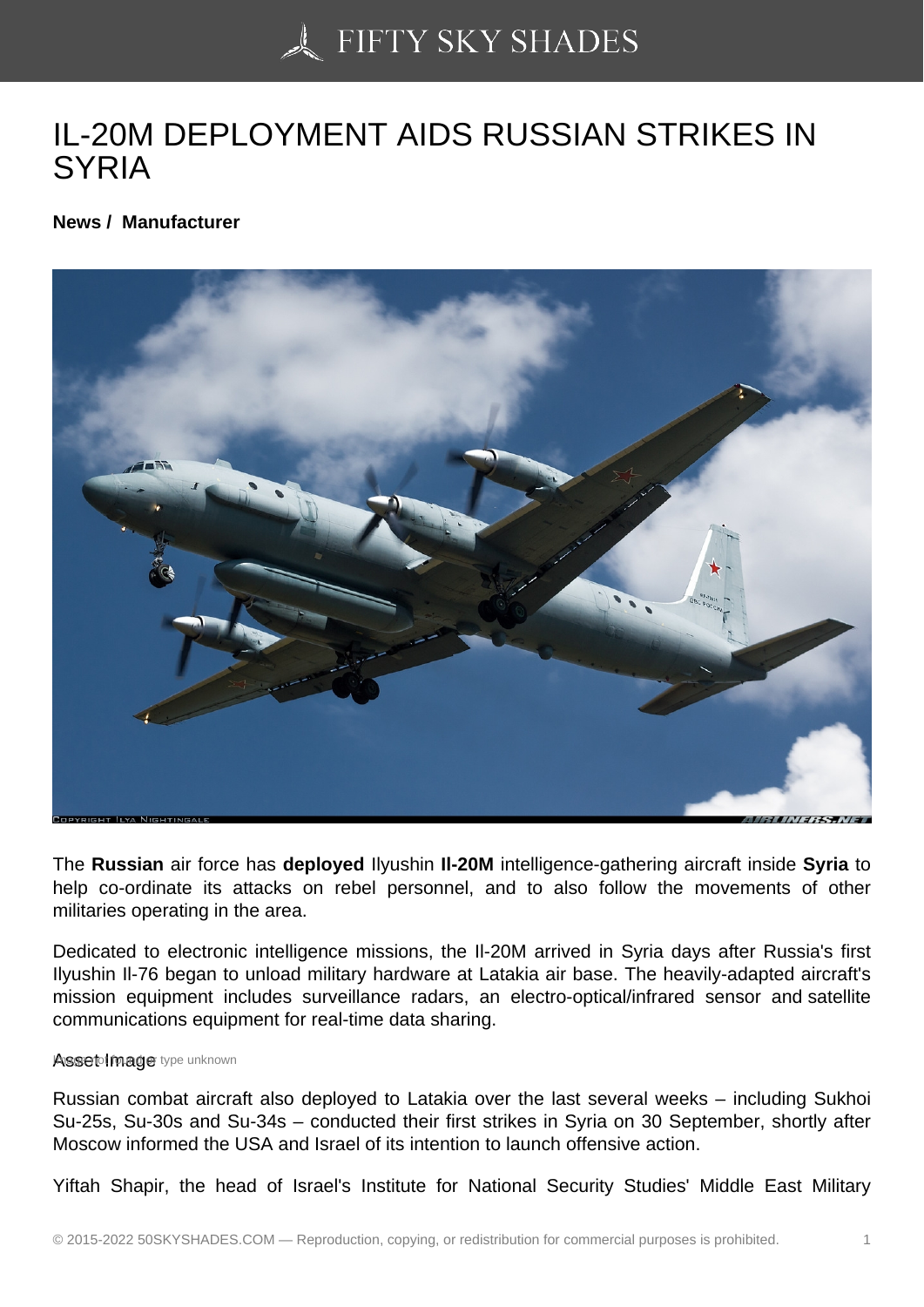# IL-20M DEPLOYMENT AIDS RUSSIAN STRIKES IN SYRIA

**News / Manufacturer**

Copyright Ilya Nightingale

The **Russian** air force has **deployed** Ilyushin **Il-20M** intelligence-gathering aircraft inside **Syria** to help co-ordinate its attacks on rebel personnel, and to also follow the movements of other militaries operating in the area.

Dedicated to electronic intelligence missions, the Il-20M arrived in Syria days after Russia's first Ilyushin Il-76 began to unload military hardware at Latakia air base. The heavily-adapted aircraft's mission equipment includes surveillance radars, an electro-optical/infrared sensor and satellite communications equipment for real-time data sharing.

Asset Image

Unknown format type unknown

Russian combat aircraft also deployed to Latakia over the last several weeks – including Sukhoi Su-25s, Su-30s and Su-34s – conducted their first strikes in Syria on 30 September, shortly after Moscow informed the USA and Israel of its intention to launch offensive action.

Yiftah Shapir, the head of Israel's Institute for National Security Studies' Middle East Military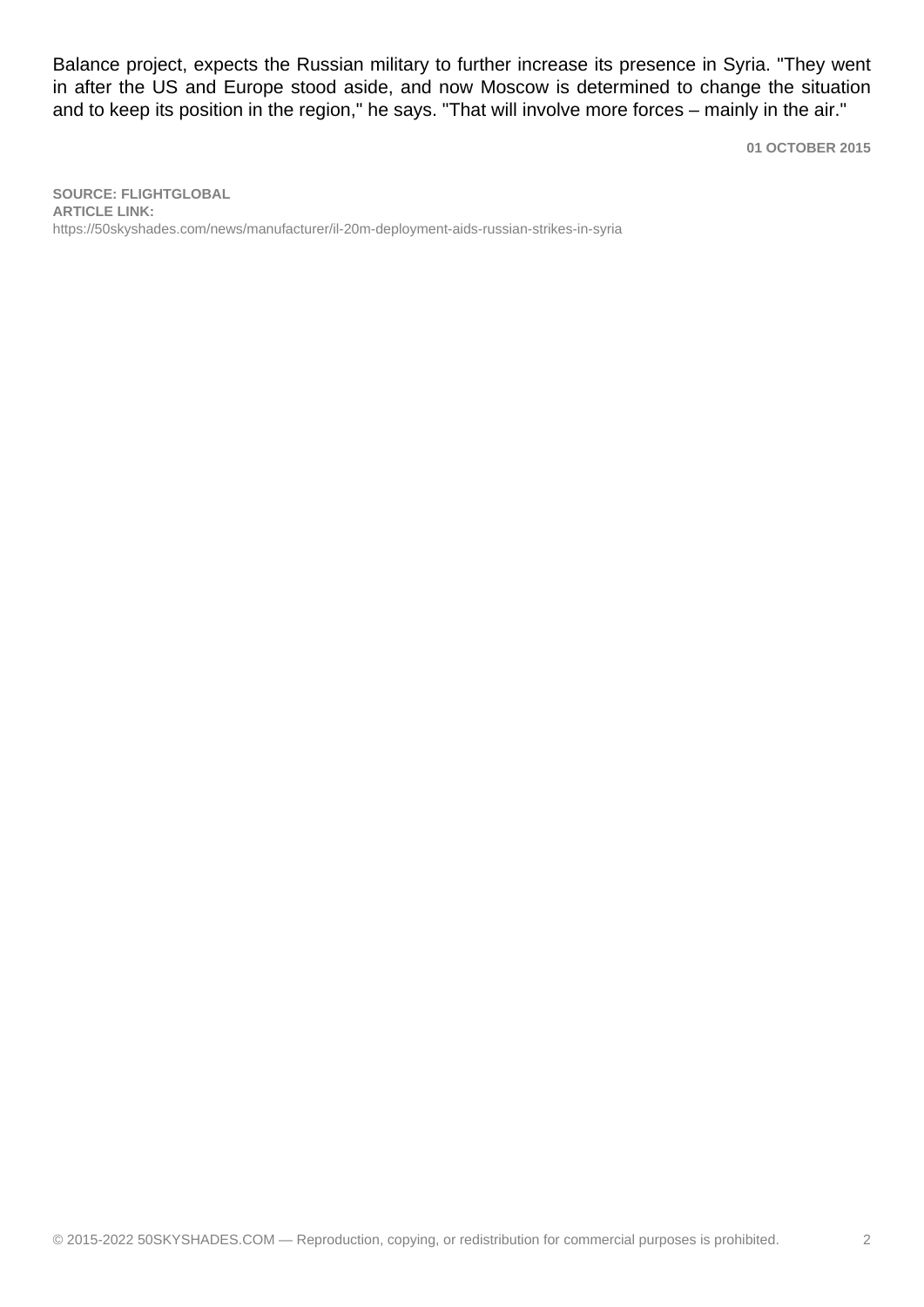Balance project, expects the Russian military to further increase its presence in Syria. "They went in after the US and Europe stood aside, and now Moscow is determined to change the situation and to keep its position in the region," he says. "That will involve more forces – mainly in the air."

**01 OCTOBER 2015**

**SOURCE: FLIGHTGLOBAL**
**ARTICLE LINK:**
https://50skyshades.com/news/manufacturer/il-20m-deployment-aids-russian-strikes-in-syria